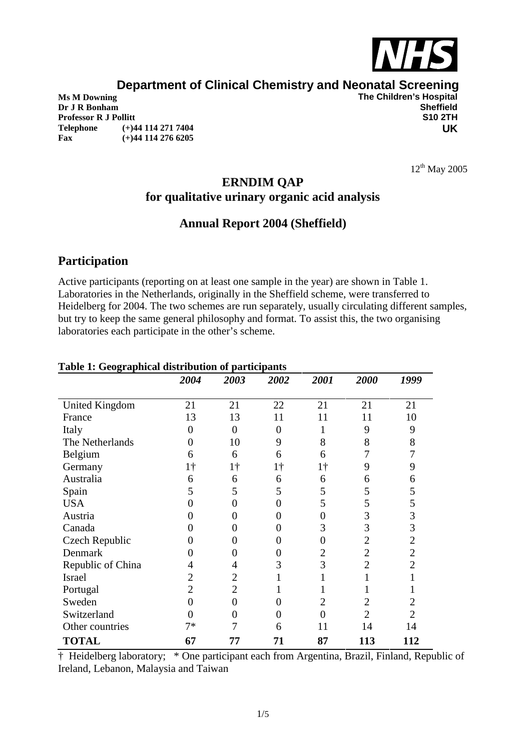NHS

**Department of Clinical Chemistry and Neonatal Screening**

**Ms M Downing**
**Dr J R Bonham**
**Professor R J Pollitt**
**Telephone** (+)44 114 271 7404
**Fax** (+)44 114 276 6205

**The Children's Hospital**
**Sheffield**
**S10 2TH**
**UK**

12th May 2005

# ERNDIM QAP for qualitative urinary organic acid analysis

## Annual Report 2004 (Sheffield)

## Participation

Active participants (reporting on at least one sample in the year) are shown in Table 1. Laboratories in the Netherlands, originally in the Sheffield scheme, were transferred to Heidelberg for 2004. The two schemes are run separately, usually circulating different samples, but try to keep the same general philosophy and format. To assist this, the two organising laboratories each participate in the other's scheme.

**Table 1: Geographical distribution of participants**

| | *2004* | *2003* | *2002* | *2001* | *2000* | *1999* |
|---|---|---|---|---|---|---|
| United Kingdom | 21 | 21 | 22 | 21 | 21 | 21 |
| France | 13 | 13 | 11 | 11 | 11 | 10 |
| Italy | 0 | 0 | 0 | 1 | 9 | 9 |
| The Netherlands | 0 | 10 | 9 | 8 | 8 | 8 |
| Belgium | 6 | 6 | 6 | 6 | 7 | 7 |
| Germany | 1† | 1† | 1† | 1† | 9 | 9 |
| Australia | 6 | 6 | 6 | 6 | 6 | 6 |
| Spain | 5 | 5 | 5 | 5 | 5 | 5 |
| USA | 0 | 0 | 0 | 5 | 5 | 5 |
| Austria | 0 | 0 | 0 | 0 | 3 | 3 |
| Canada | 0 | 0 | 0 | 3 | 3 | 3 |
| Czech Republic | 0 | 0 | 0 | 0 | 2 | 2 |
| Denmark | 0 | 0 | 0 | 2 | 2 | 2 |
| Republic of China | 4 | 4 | 3 | 3 | 2 | 2 |
| Israel | 2 | 2 | 1 | 1 | 1 | 1 |
| Portugal | 2 | 2 | 1 | 1 | 1 | 1 |
| Sweden | 0 | 0 | 0 | 2 | 2 | 2 |
| Switzerland | 0 | 0 | 0 | 0 | 2 | 2 |
| Other countries | 7* | 7 | 6 | 11 | 14 | 14 |
| **TOTAL** | **67** | **77** | **71** | **87** | **113** | **112** |

† Heidelberg laboratory; * One participant each from Argentina, Brazil, Finland, Republic of Ireland, Lebanon, Malaysia and Taiwan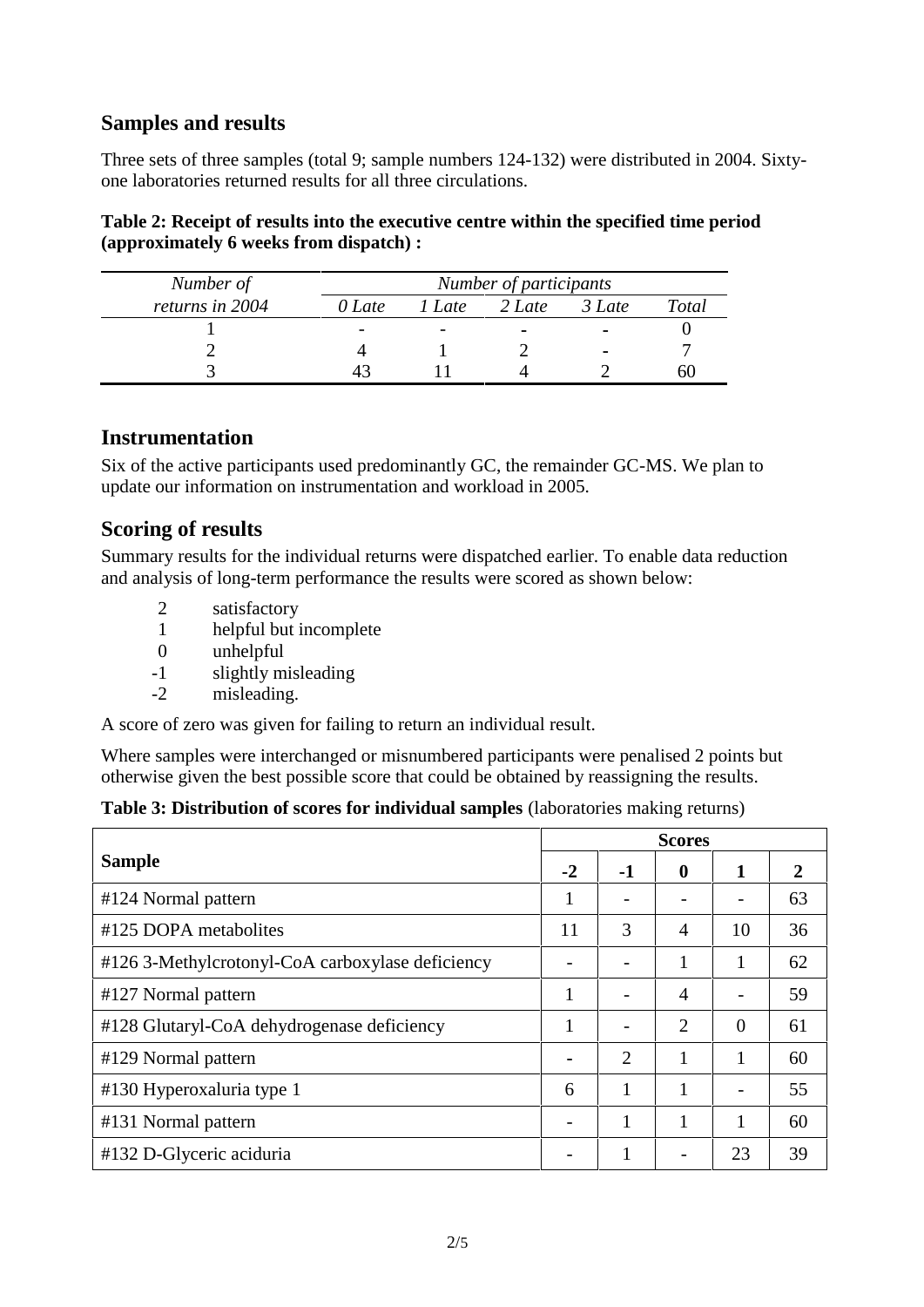## Samples and results

Three sets of three samples (total 9; sample numbers 124-132) were distributed in 2004. Sixty-one laboratories returned results for all three circulations.

**Table 2: Receipt of results into the executive centre within the specified time period (approximately 6 weeks from dispatch) :**

| *Number of* | *Number of participants* | | | | |
|---|---|---|---|---|---|
| *returns in 2004* | *0 Late* | *1 Late* | *2 Late* | *3 Late* | *Total* |
| 1 | - | - | - | - | 0 |
| 2 | 4 | 1 | 2 | - | 7 |
| 3 | 43 | 11 | 4 | 2 | 60 |

## Instrumentation

Six of the active participants used predominantly GC, the remainder GC-MS. We plan to update our information on instrumentation and workload in 2005.

## Scoring of results

Summary results for the individual returns were dispatched earlier. To enable data reduction and analysis of long-term performance the results were scored as shown below:

- 2 satisfactory
- 1 helpful but incomplete
- 0 unhelpful
- -1 slightly misleading
- -2 misleading.

A score of zero was given for failing to return an individual result.

Where samples were interchanged or misnumbered participants were penalised 2 points but otherwise given the best possible score that could be obtained by reassigning the results.

**Table 3: Distribution of scores for individual samples** (laboratories making returns)

| **Sample** | **Scores** | | | | |
|---|---|---|---|---|---|
| | **-2** | **-1** | **0** | **1** | **2** |
| #124 Normal pattern | 1 | - | - | - | 63 |
| #125 DOPA metabolites | 11 | 3 | 4 | 10 | 36 |
| #126 3-Methylcrotonyl-CoA carboxylase deficiency | - | - | 1 | 1 | 62 |
| #127 Normal pattern | 1 | - | 4 | - | 59 |
| #128 Glutaryl-CoA dehydrogenase deficiency | 1 | - | 2 | 0 | 61 |
| #129 Normal pattern | - | 2 | 1 | 1 | 60 |
| #130 Hyperoxaluria type 1 | 6 | 1 | 1 | - | 55 |
| #131 Normal pattern | - | 1 | 1 | 1 | 60 |
| #132 D-Glyceric aciduria | - | 1 | - | 23 | 39 |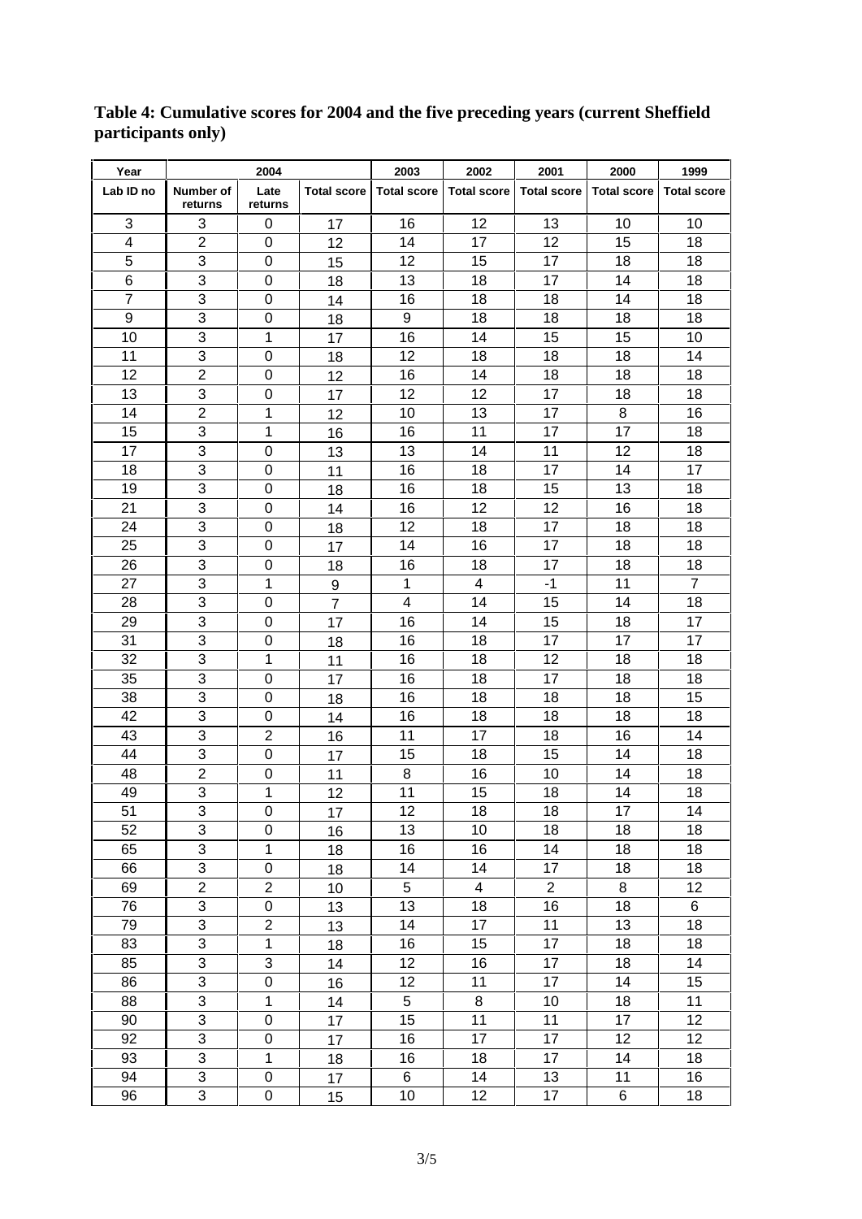**Table 4: Cumulative scores for 2004 and the five preceding years (current Sheffield participants only)**

| Year | 2004 | | | 2003 | 2002 | 2001 | 2000 | 1999 |
|---|---|---|---|---|---|---|---|---|
| Lab ID no | Number of returns | Late returns | Total score | Total score | Total score | Total score | Total score | Total score |
| 3 | 3 | 0 | 17 | 16 | 12 | 13 | 10 | 10 |
| 4 | 2 | 0 | 12 | 14 | 17 | 12 | 15 | 18 |
| 5 | 3 | 0 | 15 | 12 | 15 | 17 | 18 | 18 |
| 6 | 3 | 0 | 18 | 13 | 18 | 17 | 14 | 18 |
| 7 | 3 | 0 | 14 | 16 | 18 | 18 | 14 | 18 |
| 9 | 3 | 0 | 18 | 9 | 18 | 18 | 18 | 18 |
| 10 | 3 | 1 | 17 | 16 | 14 | 15 | 15 | 10 |
| 11 | 3 | 0 | 18 | 12 | 18 | 18 | 18 | 14 |
| 12 | 2 | 0 | 12 | 16 | 14 | 18 | 18 | 18 |
| 13 | 3 | 0 | 17 | 12 | 12 | 17 | 18 | 18 |
| 14 | 2 | 1 | 12 | 10 | 13 | 17 | 8 | 16 |
| 15 | 3 | 1 | 16 | 16 | 11 | 17 | 17 | 18 |
| 17 | 3 | 0 | 13 | 13 | 14 | 11 | 12 | 18 |
| 18 | 3 | 0 | 11 | 16 | 18 | 17 | 14 | 17 |
| 19 | 3 | 0 | 18 | 16 | 18 | 15 | 13 | 18 |
| 21 | 3 | 0 | 14 | 16 | 12 | 12 | 16 | 18 |
| 24 | 3 | 0 | 18 | 12 | 18 | 17 | 18 | 18 |
| 25 | 3 | 0 | 17 | 14 | 16 | 17 | 18 | 18 |
| 26 | 3 | 0 | 18 | 16 | 18 | 17 | 18 | 18 |
| 27 | 3 | 1 | 9 | 1 | 4 | -1 | 11 | 7 |
| 28 | 3 | 0 | 7 | 4 | 14 | 15 | 14 | 18 |
| 29 | 3 | 0 | 17 | 16 | 14 | 15 | 18 | 17 |
| 31 | 3 | 0 | 18 | 16 | 18 | 17 | 17 | 17 |
| 32 | 3 | 1 | 11 | 16 | 18 | 12 | 18 | 18 |
| 35 | 3 | 0 | 17 | 16 | 18 | 17 | 18 | 18 |
| 38 | 3 | 0 | 18 | 16 | 18 | 18 | 18 | 15 |
| 42 | 3 | 0 | 14 | 16 | 18 | 18 | 18 | 18 |
| 43 | 3 | 2 | 16 | 11 | 17 | 18 | 16 | 14 |
| 44 | 3 | 0 | 17 | 15 | 18 | 15 | 14 | 18 |
| 48 | 2 | 0 | 11 | 8 | 16 | 10 | 14 | 18 |
| 49 | 3 | 1 | 12 | 11 | 15 | 18 | 14 | 18 |
| 51 | 3 | 0 | 17 | 12 | 18 | 18 | 17 | 14 |
| 52 | 3 | 0 | 16 | 13 | 10 | 18 | 18 | 18 |
| 65 | 3 | 1 | 18 | 16 | 16 | 14 | 18 | 18 |
| 66 | 3 | 0 | 18 | 14 | 14 | 17 | 18 | 18 |
| 69 | 2 | 2 | 10 | 5 | 4 | 2 | 8 | 12 |
| 76 | 3 | 0 | 13 | 13 | 18 | 16 | 18 | 6 |
| 79 | 3 | 2 | 13 | 14 | 17 | 11 | 13 | 18 |
| 83 | 3 | 1 | 18 | 16 | 15 | 17 | 18 | 18 |
| 85 | 3 | 3 | 14 | 12 | 16 | 17 | 18 | 14 |
| 86 | 3 | 0 | 16 | 12 | 11 | 17 | 14 | 15 |
| 88 | 3 | 1 | 14 | 5 | 8 | 10 | 18 | 11 |
| 90 | 3 | 0 | 17 | 15 | 11 | 11 | 17 | 12 |
| 92 | 3 | 0 | 17 | 16 | 17 | 17 | 12 | 12 |
| 93 | 3 | 1 | 18 | 16 | 18 | 17 | 14 | 18 |
| 94 | 3 | 0 | 17 | 6 | 14 | 13 | 11 | 16 |
| 96 | 3 | 0 | 15 | 10 | 12 | 17 | 6 | 18 |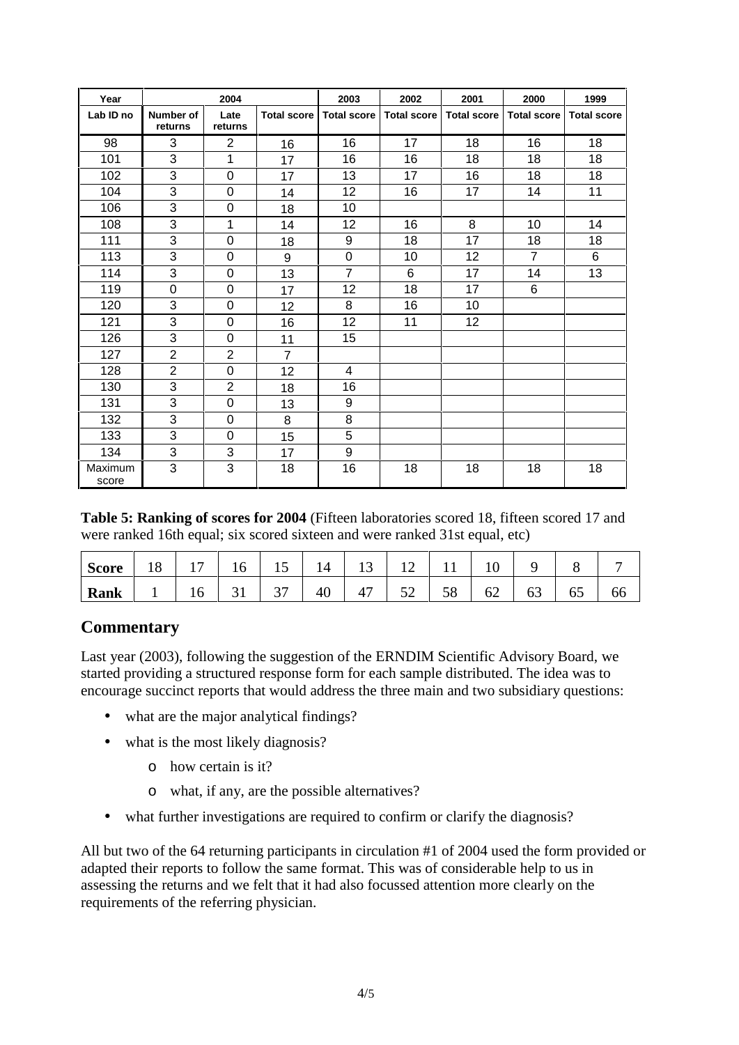| Year | 2004 | | | 2003 | 2002 | 2001 | 2000 | 1999 |
|---|---|---|---|---|---|---|---|---|
| Lab ID no | Number of returns | Late returns | Total score | Total score | Total score | Total score | Total score | Total score |
| 98 | 3 | 2 | 16 | 16 | 17 | 18 | 16 | 18 |
| 101 | 3 | 1 | 17 | 16 | 16 | 18 | 18 | 18 |
| 102 | 3 | 0 | 17 | 13 | 17 | 16 | 18 | 18 |
| 104 | 3 | 0 | 14 | 12 | 16 | 17 | 14 | 11 |
| 106 | 3 | 0 | 18 | 10 | | | | |
| 108 | 3 | 1 | 14 | 12 | 16 | 8 | 10 | 14 |
| 111 | 3 | 0 | 18 | 9 | 18 | 17 | 18 | 18 |
| 113 | 3 | 0 | 9 | 0 | 10 | 12 | 7 | 6 |
| 114 | 3 | 0 | 13 | 7 | 6 | 17 | 14 | 13 |
| 119 | 0 | 0 | 17 | 12 | 18 | 17 | 6 | |
| 120 | 3 | 0 | 12 | 8 | 16 | 10 | | |
| 121 | 3 | 0 | 16 | 12 | 11 | 12 | | |
| 126 | 3 | 0 | 11 | 15 | | | | |
| 127 | 2 | 2 | 7 | | | | | |
| 128 | 2 | 0 | 12 | 4 | | | | |
| 130 | 3 | 2 | 18 | 16 | | | | |
| 131 | 3 | 0 | 13 | 9 | | | | |
| 132 | 3 | 0 | 8 | 8 | | | | |
| 133 | 3 | 0 | 15 | 5 | | | | |
| 134 | 3 | 3 | 17 | 9 | | | | |
| Maximum score | 3 | 3 | 18 | 16 | 18 | 18 | 18 | 18 |

**Table 5: Ranking of scores for 2004** (Fifteen laboratories scored 18, fifteen scored 17 and were ranked 16th equal; six scored sixteen and were ranked 31st equal, etc)

| **Score** | 18 | 17 | 16 | 15 | 14 | 13 | 12 | 11 | 10 | 9 | 8 | 7 |
|---|---|---|---|---|---|---|---|---|---|---|---|---|
| **Rank** | 1 | 16 | 31 | 37 | 40 | 47 | 52 | 58 | 62 | 63 | 65 | 66 |

## Commentary

Last year (2003), following the suggestion of the ERNDIM Scientific Advisory Board, we started providing a structured response form for each sample distributed. The idea was to encourage succinct reports that would address the three main and two subsidiary questions:

- what are the major analytical findings?
- what is the most likely diagnosis?
    - how certain is it?
    - what, if any, are the possible alternatives?
- what further investigations are required to confirm or clarify the diagnosis?

All but two of the 64 returning participants in circulation #1 of 2004 used the form provided or adapted their reports to follow the same format. This was of considerable help to us in assessing the returns and we felt that it had also focussed attention more clearly on the requirements of the referring physician.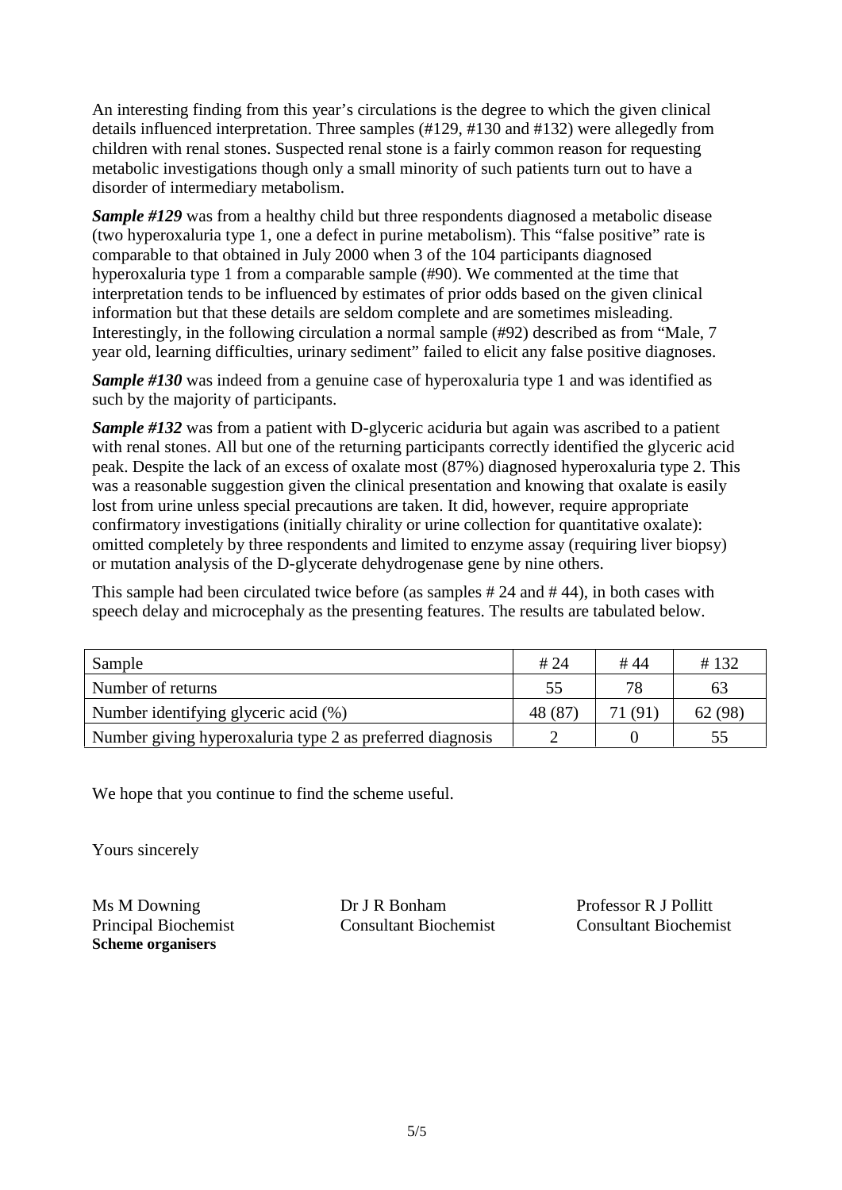An interesting finding from this year's circulations is the degree to which the given clinical details influenced interpretation. Three samples (#129, #130 and #132) were allegedly from children with renal stones. Suspected renal stone is a fairly common reason for requesting metabolic investigations though only a small minority of such patients turn out to have a disorder of intermediary metabolism.

***Sample #129*** was from a healthy child but three respondents diagnosed a metabolic disease (two hyperoxaluria type 1, one a defect in purine metabolism). This "false positive" rate is comparable to that obtained in July 2000 when 3 of the 104 participants diagnosed hyperoxaluria type 1 from a comparable sample (#90). We commented at the time that interpretation tends to be influenced by estimates of prior odds based on the given clinical information but that these details are seldom complete and are sometimes misleading. Interestingly, in the following circulation a normal sample (#92) described as from "Male, 7 year old, learning difficulties, urinary sediment" failed to elicit any false positive diagnoses.

***Sample #130*** was indeed from a genuine case of hyperoxaluria type 1 and was identified as such by the majority of participants.

***Sample #132*** was from a patient with D-glyceric aciduria but again was ascribed to a patient with renal stones. All but one of the returning participants correctly identified the glyceric acid peak. Despite the lack of an excess of oxalate most (87%) diagnosed hyperoxaluria type 2. This was a reasonable suggestion given the clinical presentation and knowing that oxalate is easily lost from urine unless special precautions are taken. It did, however, require appropriate confirmatory investigations (initially chirality or urine collection for quantitative oxalate): omitted completely by three respondents and limited to enzyme assay (requiring liver biopsy) or mutation analysis of the D-glycerate dehydrogenase gene by nine others.

This sample had been circulated twice before (as samples # 24 and # 44), in both cases with speech delay and microcephaly as the presenting features. The results are tabulated below.

| Sample | # 24 | # 44 | # 132 |
|---|---|---|---|
| Number of returns | 55 | 78 | 63 |
| Number identifying glyceric acid (%) | 48 (87) | 71 (91) | 62 (98) |
| Number giving hyperoxaluria type 2 as preferred diagnosis | 2 | 0 | 55 |

We hope that you continue to find the scheme useful.

Yours sincerely

Ms M Downing
Principal Biochemist
**Scheme organisers**

Dr J R Bonham
Consultant Biochemist

Professor R J Pollitt
Consultant Biochemist